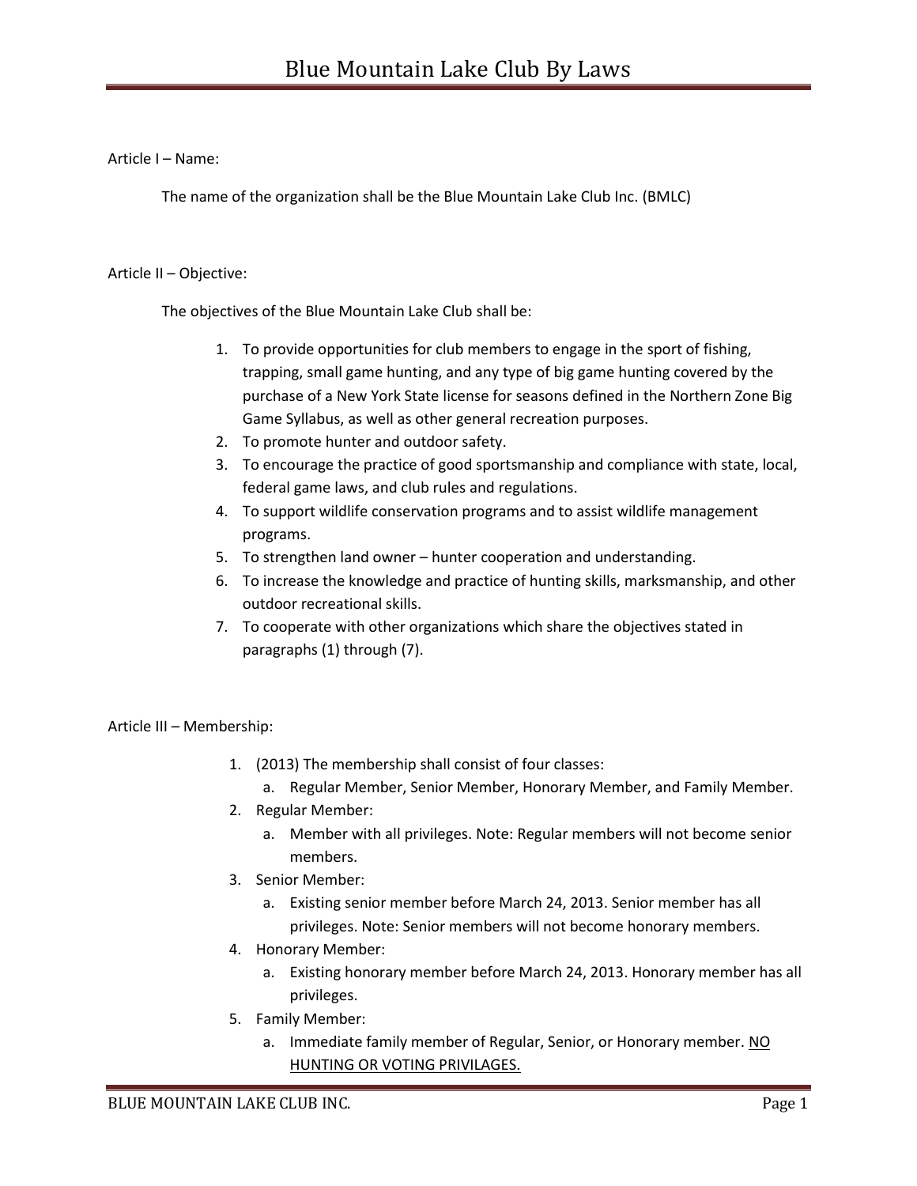# Blue Mountain Lake Club By Laws

## Article I – Name:

The name of the organization shall be the Blue Mountain Lake Club Inc. (BMLC)

## Article II – Objective:

The objectives of the Blue Mountain Lake Club shall be:

1. To provide opportunities for club members to engage in the sport of fishing, trapping, small game hunting, and any type of big game hunting covered by the purchase of a New York State license for seasons defined in the Northern Zone Big Game Syllabus, as well as other general recreation purposes.
2. To promote hunter and outdoor safety.
3. To encourage the practice of good sportsmanship and compliance with state, local, federal game laws, and club rules and regulations.
4. To support wildlife conservation programs and to assist wildlife management programs.
5. To strengthen land owner – hunter cooperation and understanding.
6. To increase the knowledge and practice of hunting skills, marksmanship, and other outdoor recreational skills.
7. To cooperate with other organizations which share the objectives stated in paragraphs (1) through (7).

## Article III – Membership:

1. (2013) The membership shall consist of four classes:
   a. Regular Member, Senior Member, Honorary Member, and Family Member.
2. Regular Member:
   a. Member with all privileges. Note: Regular members will not become senior members.
3. Senior Member:
   a. Existing senior member before March 24, 2013. Senior member has all privileges. Note: Senior members will not become honorary members.
4. Honorary Member:
   a. Existing honorary member before March 24, 2013. Honorary member has all privileges.
5. Family Member:
   a. Immediate family member of Regular, Senior, or Honorary member. <u>NO HUNTING OR VOTING PRIVILAGES.</u>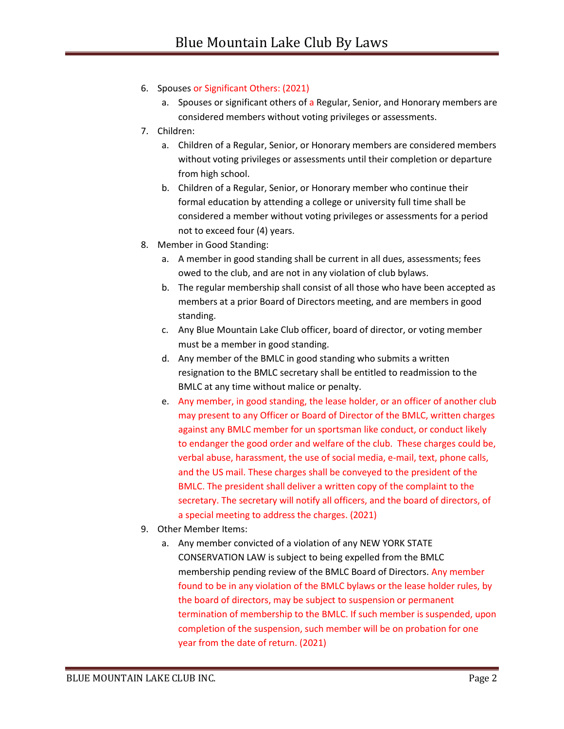6. Spouses or Significant Others: (2021)
   a. Spouses or significant others of a Regular, Senior, and Honorary members are considered members without voting privileges or assessments.
7. Children:
   a. Children of a Regular, Senior, or Honorary members are considered members without voting privileges or assessments until their completion or departure from high school.
   b. Children of a Regular, Senior, or Honorary member who continue their formal education by attending a college or university full time shall be considered a member without voting privileges or assessments for a period not to exceed four (4) years.
8. Member in Good Standing:
   a. A member in good standing shall be current in all dues, assessments; fees owed to the club, and are not in any violation of club bylaws.
   b. The regular membership shall consist of all those who have been accepted as members at a prior Board of Directors meeting, and are members in good standing.
   c. Any Blue Mountain Lake Club officer, board of director, or voting member must be a member in good standing.
   d. Any member of the BMLC in good standing who submits a written resignation to the BMLC secretary shall be entitled to readmission to the BMLC at any time without malice or penalty.
   e. Any member, in good standing, the lease holder, or an officer of another club may present to any Officer or Board of Director of the BMLC, written charges against any BMLC member for un sportsman like conduct, or conduct likely to endanger the good order and welfare of the club. These charges could be, verbal abuse, harassment, the use of social media, e-mail, text, phone calls, and the US mail. These charges shall be conveyed to the president of the BMLC. The president shall deliver a written copy of the complaint to the secretary. The secretary will notify all officers, and the board of directors, of a special meeting to address the charges. (2021)
9. Other Member Items:
   a. Any member convicted of a violation of any NEW YORK STATE CONSERVATION LAW is subject to being expelled from the BMLC membership pending review of the BMLC Board of Directors. Any member found to be in any violation of the BMLC bylaws or the lease holder rules, by the board of directors, may be subject to suspension or permanent termination of membership to the BMLC. If such member is suspended, upon completion of the suspension, such member will be on probation for one year from the date of return. (2021)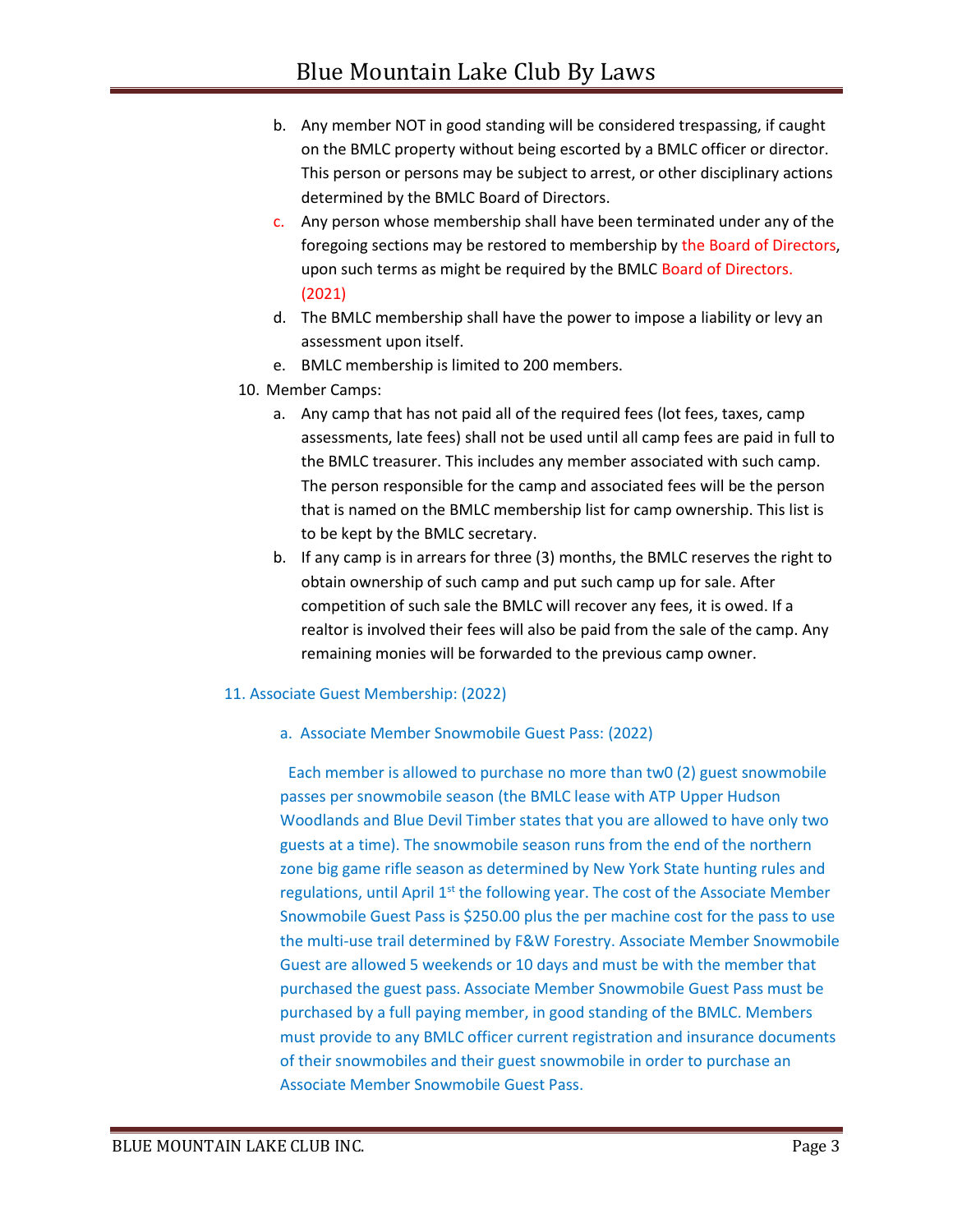b. Any member NOT in good standing will be considered trespassing, if caught on the BMLC property without being escorted by a BMLC officer or director. This person or persons may be subject to arrest, or other disciplinary actions determined by the BMLC Board of Directors.

c. Any person whose membership shall have been terminated under any of the foregoing sections may be restored to membership by the Board of Directors, upon such terms as might be required by the BMLC Board of Directors. (2021)

d. The BMLC membership shall have the power to impose a liability or levy an assessment upon itself.

e. BMLC membership is limited to 200 members.

10. Member Camps:

a. Any camp that has not paid all of the required fees (lot fees, taxes, camp assessments, late fees) shall not be used until all camp fees are paid in full to the BMLC treasurer. This includes any member associated with such camp. The person responsible for the camp and associated fees will be the person that is named on the BMLC membership list for camp ownership. This list is to be kept by the BMLC secretary.

b. If any camp is in arrears for three (3) months, the BMLC reserves the right to obtain ownership of such camp and put such camp up for sale. After competition of such sale the BMLC will recover any fees, it is owed. If a realtor is involved their fees will also be paid from the sale of the camp. Any remaining monies will be forwarded to the previous camp owner.

11. Associate Guest Membership: (2022)

a. Associate Member Snowmobile Guest Pass: (2022)

Each member is allowed to purchase no more than tw0 (2) guest snowmobile passes per snowmobile season (the BMLC lease with ATP Upper Hudson Woodlands and Blue Devil Timber states that you are allowed to have only two guests at a time). The snowmobile season runs from the end of the northern zone big game rifle season as determined by New York State hunting rules and regulations, until April 1st the following year. The cost of the Associate Member Snowmobile Guest Pass is $250.00 plus the per machine cost for the pass to use the multi-use trail determined by F&W Forestry. Associate Member Snowmobile Guest are allowed 5 weekends or 10 days and must be with the member that purchased the guest pass. Associate Member Snowmobile Guest Pass must be purchased by a full paying member, in good standing of the BMLC. Members must provide to any BMLC officer current registration and insurance documents of their snowmobiles and their guest snowmobile in order to purchase an Associate Member Snowmobile Guest Pass.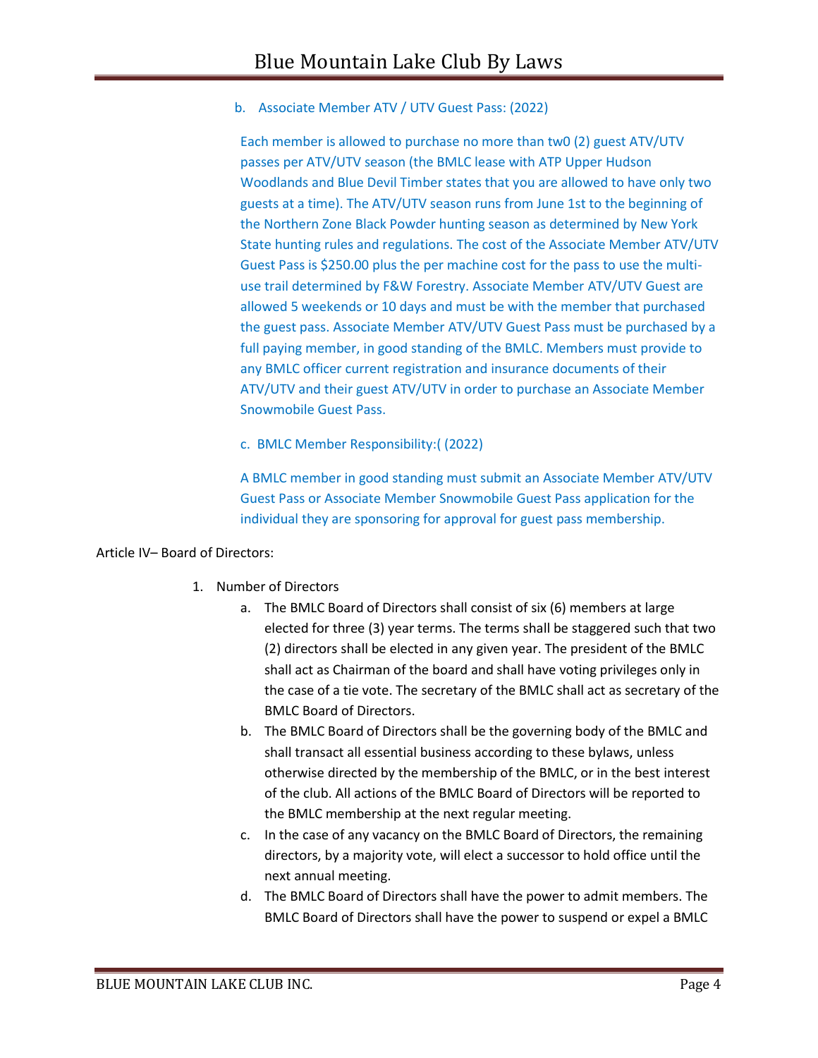b. Associate Member ATV / UTV Guest Pass: (2022)

Each member is allowed to purchase no more than tw0 (2) guest ATV/UTV passes per ATV/UTV season (the BMLC lease with ATP Upper Hudson Woodlands and Blue Devil Timber states that you are allowed to have only two guests at a time). The ATV/UTV season runs from June 1st to the beginning of the Northern Zone Black Powder hunting season as determined by New York State hunting rules and regulations. The cost of the Associate Member ATV/UTV Guest Pass is $250.00 plus the per machine cost for the pass to use the multi-use trail determined by F&W Forestry. Associate Member ATV/UTV Guest are allowed 5 weekends or 10 days and must be with the member that purchased the guest pass. Associate Member ATV/UTV Guest Pass must be purchased by a full paying member, in good standing of the BMLC. Members must provide to any BMLC officer current registration and insurance documents of their ATV/UTV and their guest ATV/UTV in order to purchase an Associate Member Snowmobile Guest Pass.

c. BMLC Member Responsibility:( (2022)

A BMLC member in good standing must submit an Associate Member ATV/UTV Guest Pass or Associate Member Snowmobile Guest Pass application for the individual they are sponsoring for approval for guest pass membership.

Article IV– Board of Directors:

1. Number of Directors
   a. The BMLC Board of Directors shall consist of six (6) members at large elected for three (3) year terms. The terms shall be staggered such that two (2) directors shall be elected in any given year. The president of the BMLC shall act as Chairman of the board and shall have voting privileges only in the case of a tie vote. The secretary of the BMLC shall act as secretary of the BMLC Board of Directors.
   b. The BMLC Board of Directors shall be the governing body of the BMLC and shall transact all essential business according to these bylaws, unless otherwise directed by the membership of the BMLC, or in the best interest of the club. All actions of the BMLC Board of Directors will be reported to the BMLC membership at the next regular meeting.
   c. In the case of any vacancy on the BMLC Board of Directors, the remaining directors, by a majority vote, will elect a successor to hold office until the next annual meeting.
   d. The BMLC Board of Directors shall have the power to admit members. The BMLC Board of Directors shall have the power to suspend or expel a BMLC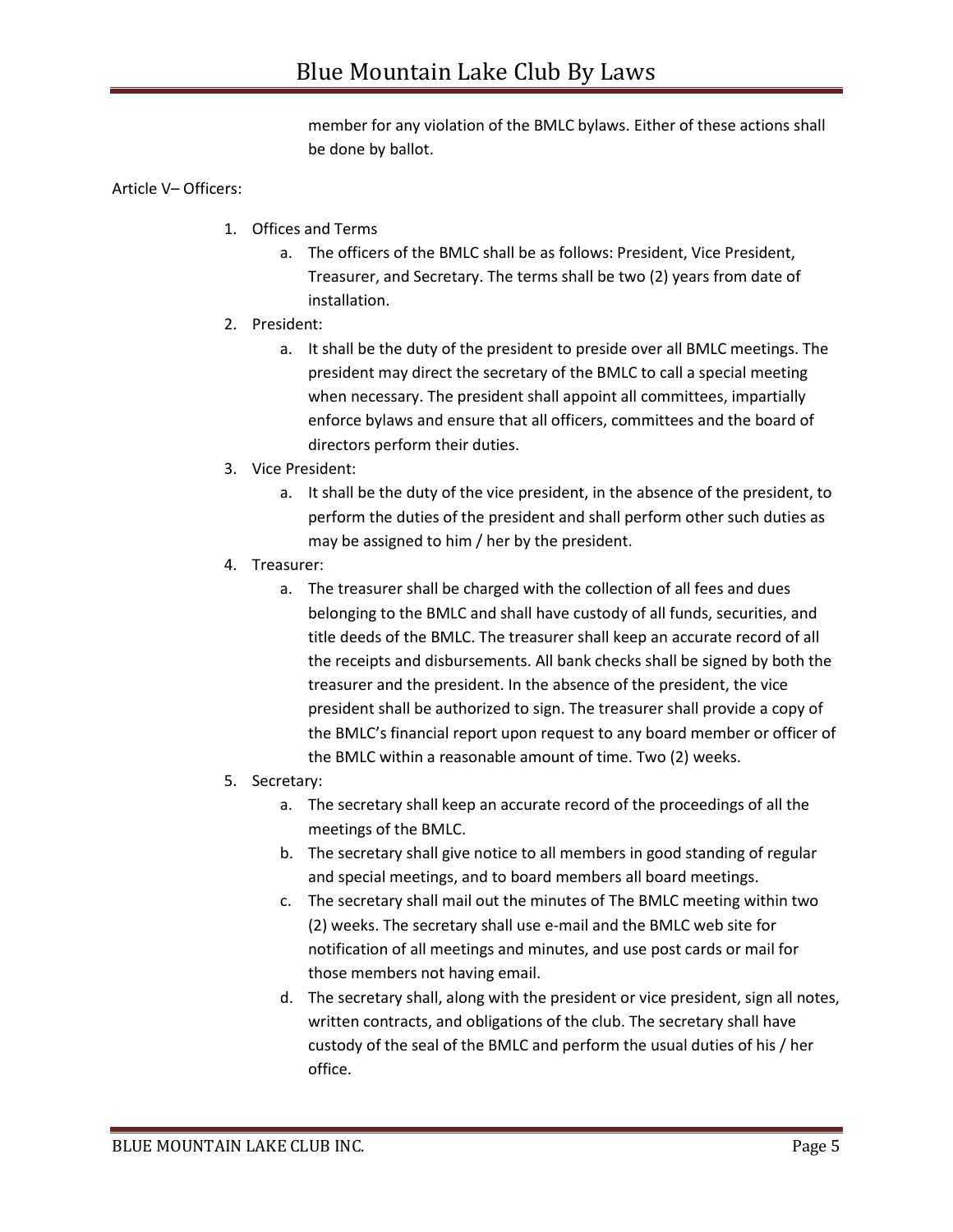member for any violation of the BMLC bylaws. Either of these actions shall be done by ballot.

Article V– Officers:

1. Offices and Terms
    a. The officers of the BMLC shall be as follows: President, Vice President, Treasurer, and Secretary. The terms shall be two (2) years from date of installation.
2. President:
    a. It shall be the duty of the president to preside over all BMLC meetings. The president may direct the secretary of the BMLC to call a special meeting when necessary. The president shall appoint all committees, impartially enforce bylaws and ensure that all officers, committees and the board of directors perform their duties.
3. Vice President:
    a. It shall be the duty of the vice president, in the absence of the president, to perform the duties of the president and shall perform other such duties as may be assigned to him / her by the president.
4. Treasurer:
    a. The treasurer shall be charged with the collection of all fees and dues belonging to the BMLC and shall have custody of all funds, securities, and title deeds of the BMLC. The treasurer shall keep an accurate record of all the receipts and disbursements. All bank checks shall be signed by both the treasurer and the president. In the absence of the president, the vice president shall be authorized to sign. The treasurer shall provide a copy of the BMLC's financial report upon request to any board member or officer of the BMLC within a reasonable amount of time. Two (2) weeks.
5. Secretary:
    a. The secretary shall keep an accurate record of the proceedings of all the meetings of the BMLC.
    b. The secretary shall give notice to all members in good standing of regular and special meetings, and to board members all board meetings.
    c. The secretary shall mail out the minutes of The BMLC meeting within two (2) weeks. The secretary shall use e-mail and the BMLC web site for notification of all meetings and minutes, and use post cards or mail for those members not having email.
    d. The secretary shall, along with the president or vice president, sign all notes, written contracts, and obligations of the club. The secretary shall have custody of the seal of the BMLC and perform the usual duties of his / her office.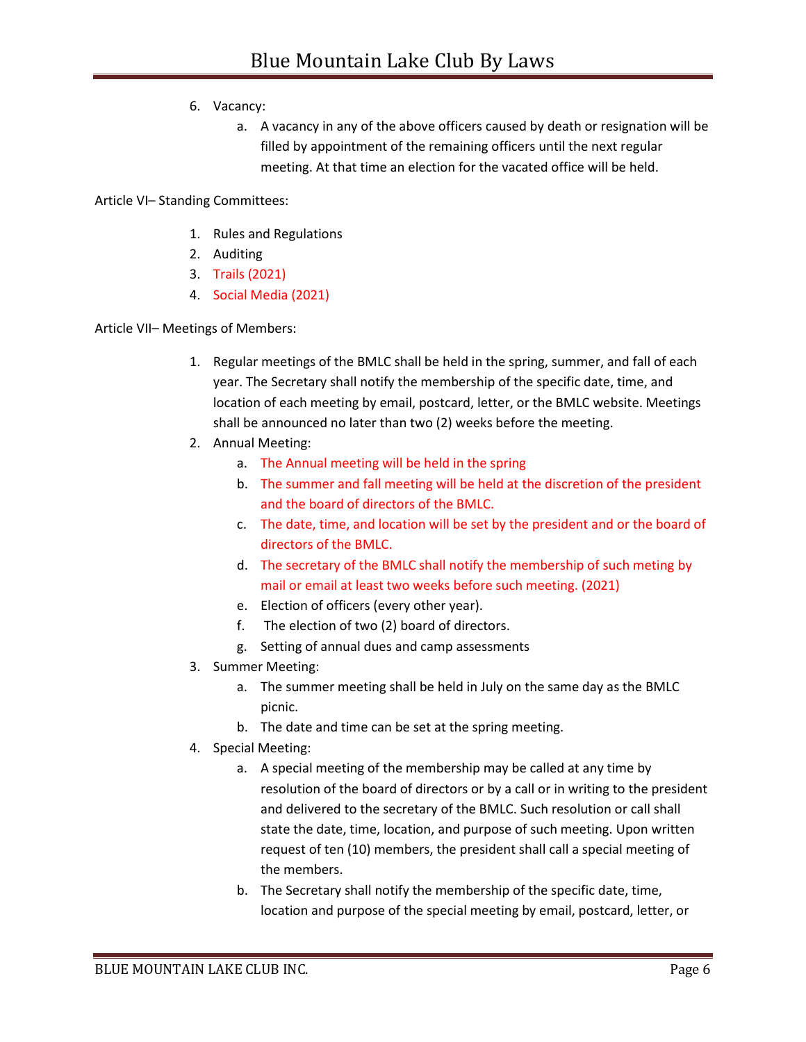6. Vacancy:
    a. A vacancy in any of the above officers caused by death or resignation will be filled by appointment of the remaining officers until the next regular meeting. At that time an election for the vacated office will be held.

Article VI– Standing Committees:

1. Rules and Regulations
2. Auditing
3. Trails (2021)
4. Social Media (2021)

Article VII– Meetings of Members:

1. Regular meetings of the BMLC shall be held in the spring, summer, and fall of each year. The Secretary shall notify the membership of the specific date, time, and location of each meeting by email, postcard, letter, or the BMLC website. Meetings shall be announced no later than two (2) weeks before the meeting.
2. Annual Meeting:
    a. The Annual meeting will be held in the spring
    b. The summer and fall meeting will be held at the discretion of the president and the board of directors of the BMLC.
    c. The date, time, and location will be set by the president and or the board of directors of the BMLC.
    d. The secretary of the BMLC shall notify the membership of such meting by mail or email at least two weeks before such meeting. (2021)
    e. Election of officers (every other year).
    f. The election of two (2) board of directors.
    g. Setting of annual dues and camp assessments
3. Summer Meeting:
    a. The summer meeting shall be held in July on the same day as the BMLC picnic.
    b. The date and time can be set at the spring meeting.
4. Special Meeting:
    a. A special meeting of the membership may be called at any time by resolution of the board of directors or by a call or in writing to the president and delivered to the secretary of the BMLC. Such resolution or call shall state the date, time, location, and purpose of such meeting. Upon written request of ten (10) members, the president shall call a special meeting of the members.
    b. The Secretary shall notify the membership of the specific date, time, location and purpose of the special meeting by email, postcard, letter, or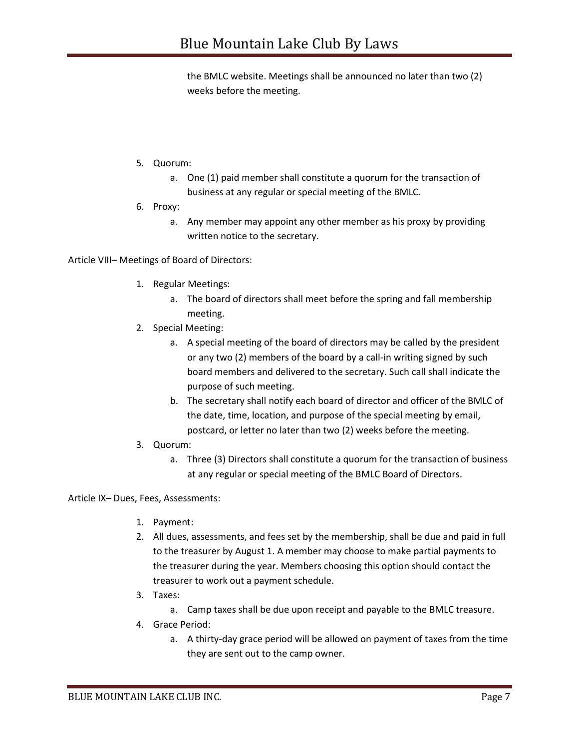the BMLC website. Meetings shall be announced no later than two (2) weeks before the meeting.

5. Quorum:
    a. One (1) paid member shall constitute a quorum for the transaction of business at any regular or special meeting of the BMLC.
6. Proxy:
    a. Any member may appoint any other member as his proxy by providing written notice to the secretary.

Article VIII– Meetings of Board of Directors:

1. Regular Meetings:
    a. The board of directors shall meet before the spring and fall membership meeting.
2. Special Meeting:
    a. A special meeting of the board of directors may be called by the president or any two (2) members of the board by a call-in writing signed by such board members and delivered to the secretary. Such call shall indicate the purpose of such meeting.
    b. The secretary shall notify each board of director and officer of the BMLC of the date, time, location, and purpose of the special meeting by email, postcard, or letter no later than two (2) weeks before the meeting.
3. Quorum:
    a. Three (3) Directors shall constitute a quorum for the transaction of business at any regular or special meeting of the BMLC Board of Directors.

Article IX– Dues, Fees, Assessments:

1. Payment:
2. All dues, assessments, and fees set by the membership, shall be due and paid in full to the treasurer by August 1. A member may choose to make partial payments to the treasurer during the year. Members choosing this option should contact the treasurer to work out a payment schedule.
3. Taxes:
    a. Camp taxes shall be due upon receipt and payable to the BMLC treasure.
4. Grace Period:
    a. A thirty-day grace period will be allowed on payment of taxes from the time they are sent out to the camp owner.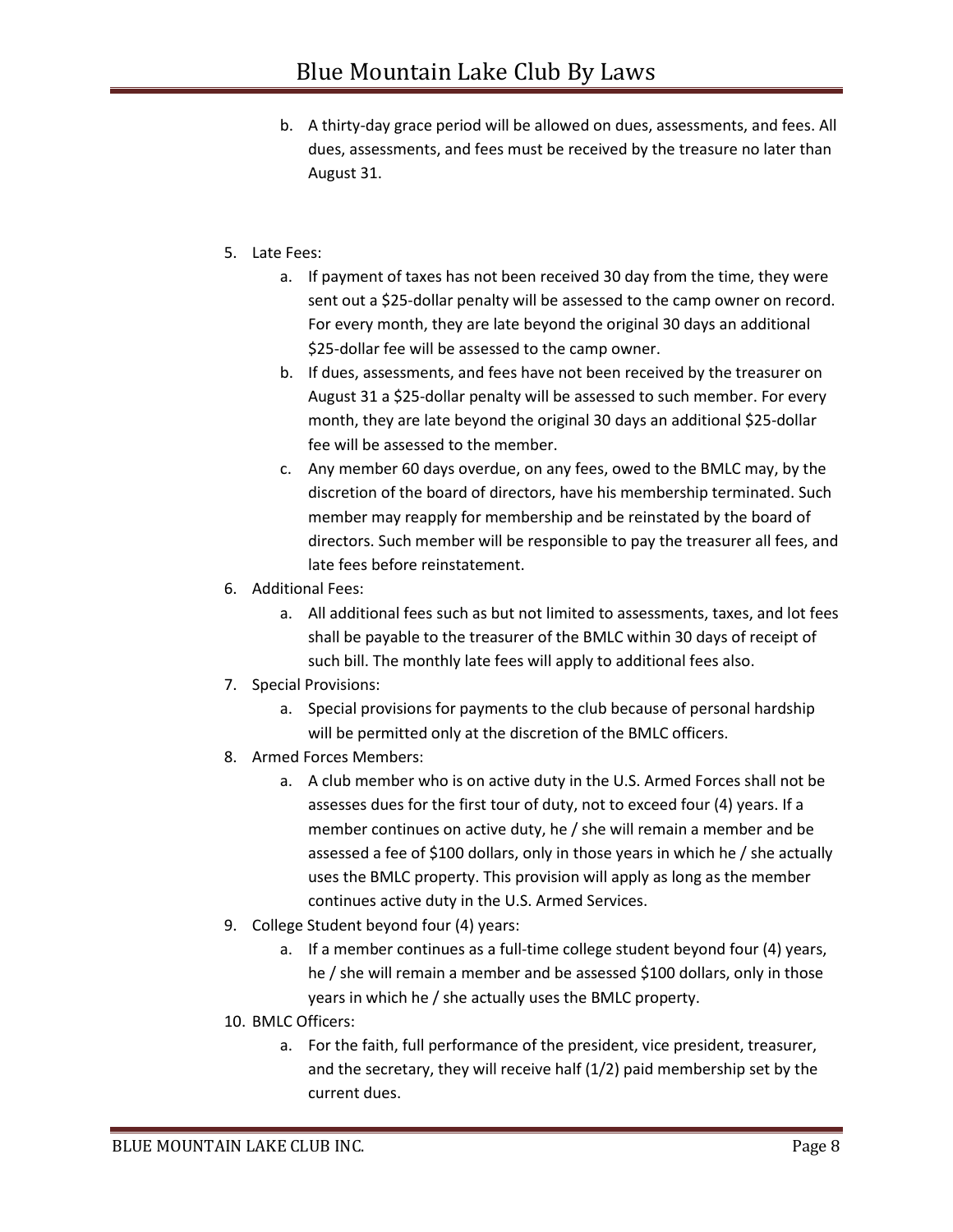b. A thirty-day grace period will be allowed on dues, assessments, and fees. All dues, assessments, and fees must be received by the treasure no later than August 31.

5. Late Fees:
   a. If payment of taxes has not been received 30 day from the time, they were sent out a $25-dollar penalty will be assessed to the camp owner on record. For every month, they are late beyond the original 30 days an additional $25-dollar fee will be assessed to the camp owner.
   b. If dues, assessments, and fees have not been received by the treasurer on August 31 a $25-dollar penalty will be assessed to such member. For every month, they are late beyond the original 30 days an additional $25-dollar fee will be assessed to the member.
   c. Any member 60 days overdue, on any fees, owed to the BMLC may, by the discretion of the board of directors, have his membership terminated. Such member may reapply for membership and be reinstated by the board of directors. Such member will be responsible to pay the treasurer all fees, and late fees before reinstatement.
6. Additional Fees:
   a. All additional fees such as but not limited to assessments, taxes, and lot fees shall be payable to the treasurer of the BMLC within 30 days of receipt of such bill. The monthly late fees will apply to additional fees also.
7. Special Provisions:
   a. Special provisions for payments to the club because of personal hardship will be permitted only at the discretion of the BMLC officers.
8. Armed Forces Members:
   a. A club member who is on active duty in the U.S. Armed Forces shall not be assesses dues for the first tour of duty, not to exceed four (4) years. If a member continues on active duty, he / she will remain a member and be assessed a fee of $100 dollars, only in those years in which he / she actually uses the BMLC property. This provision will apply as long as the member continues active duty in the U.S. Armed Services.
9. College Student beyond four (4) years:
   a. If a member continues as a full-time college student beyond four (4) years, he / she will remain a member and be assessed $100 dollars, only in those years in which he / she actually uses the BMLC property.
10. BMLC Officers:
    a. For the faith, full performance of the president, vice president, treasurer, and the secretary, they will receive half (1/2) paid membership set by the current dues.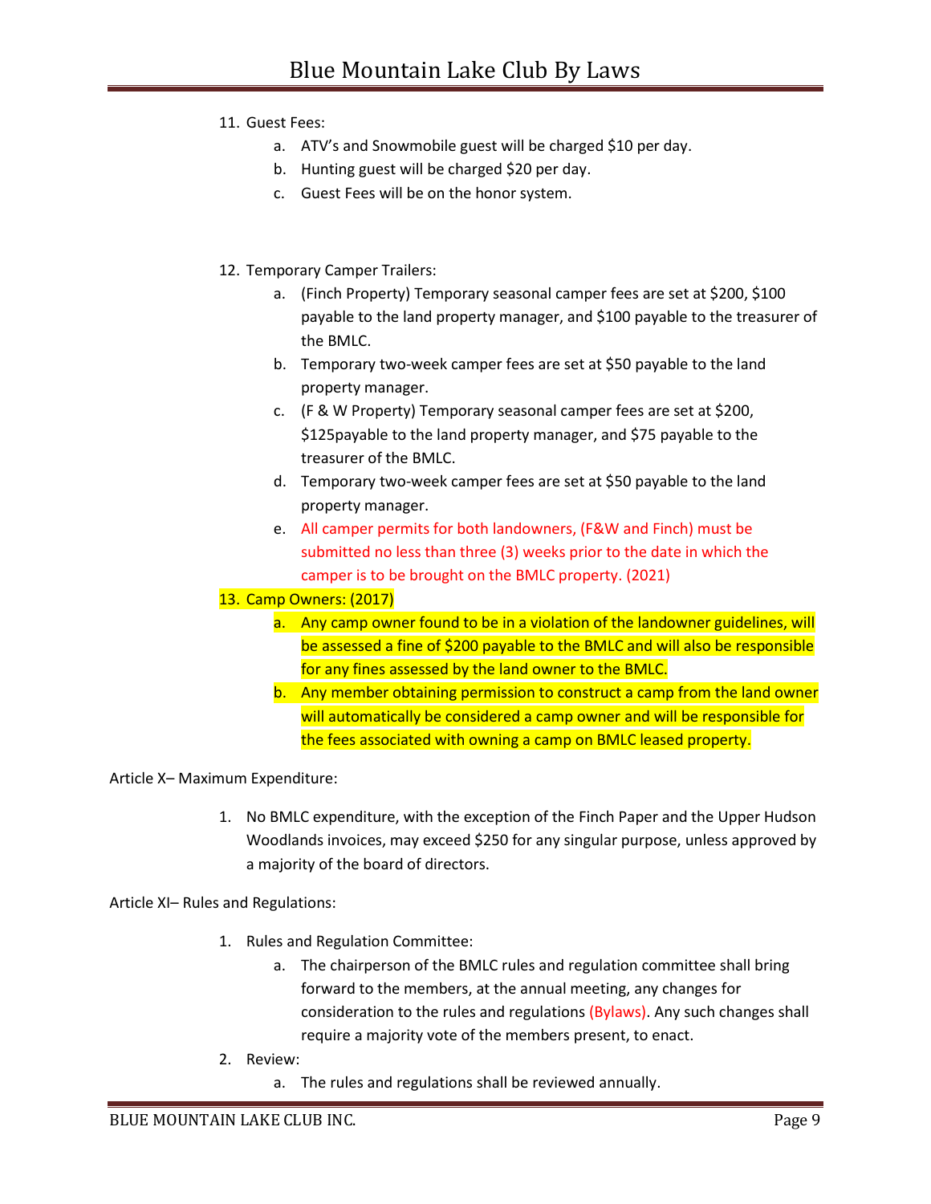11. Guest Fees:
    a. ATV's and Snowmobile guest will be charged $10 per day.
    b. Hunting guest will be charged $20 per day.
    c. Guest Fees will be on the honor system.

12. Temporary Camper Trailers:
    a. (Finch Property) Temporary seasonal camper fees are set at $200, $100 payable to the land property manager, and $100 payable to the treasurer of the BMLC.
    b. Temporary two-week camper fees are set at $50 payable to the land property manager.
    c. (F & W Property) Temporary seasonal camper fees are set at $200, $125payable to the land property manager, and $75 payable to the treasurer of the BMLC.
    d. Temporary two-week camper fees are set at $50 payable to the land property manager.
    e. All camper permits for both landowners, (F&W and Finch) must be submitted no less than three (3) weeks prior to the date in which the camper is to be brought on the BMLC property. (2021)

13. Camp Owners: (2017)
    a. Any camp owner found to be in a violation of the landowner guidelines, will be assessed a fine of $200 payable to the BMLC and will also be responsible for any fines assessed by the land owner to the BMLC.
    b. Any member obtaining permission to construct a camp from the land owner will automatically be considered a camp owner and will be responsible for the fees associated with owning a camp on BMLC leased property.

Article X– Maximum Expenditure:

1. No BMLC expenditure, with the exception of the Finch Paper and the Upper Hudson Woodlands invoices, may exceed $250 for any singular purpose, unless approved by a majority of the board of directors.

Article XI– Rules and Regulations:

1. Rules and Regulation Committee:
    a. The chairperson of the BMLC rules and regulation committee shall bring forward to the members, at the annual meeting, any changes for consideration to the rules and regulations (Bylaws). Any such changes shall require a majority vote of the members present, to enact.
2. Review:
    a. The rules and regulations shall be reviewed annually.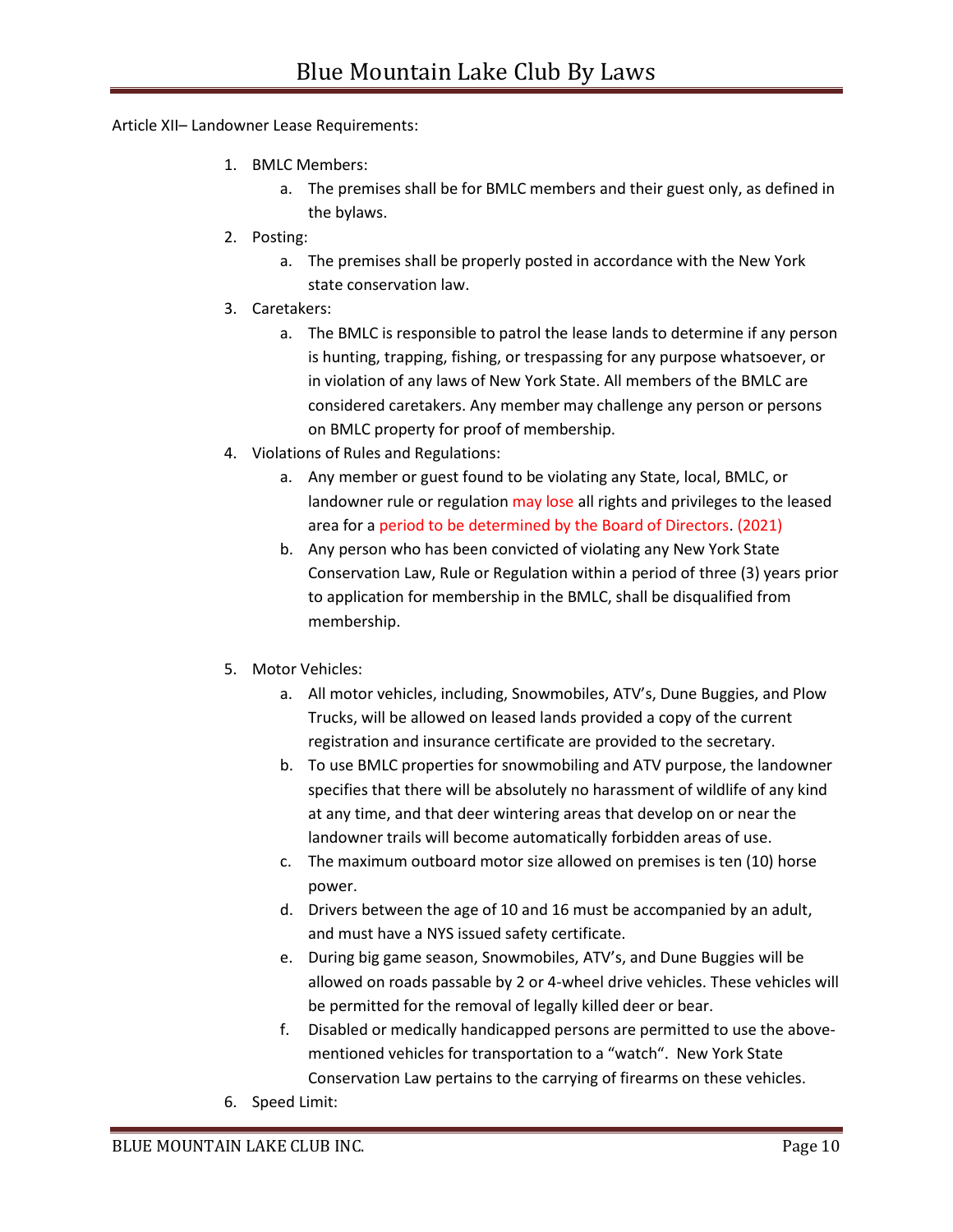Article XII– Landowner Lease Requirements:

1. BMLC Members:
   a. The premises shall be for BMLC members and their guest only, as defined in the bylaws.
2. Posting:
   a. The premises shall be properly posted in accordance with the New York state conservation law.
3. Caretakers:
   a. The BMLC is responsible to patrol the lease lands to determine if any person is hunting, trapping, fishing, or trespassing for any purpose whatsoever, or in violation of any laws of New York State. All members of the BMLC are considered caretakers. Any member may challenge any person or persons on BMLC property for proof of membership.
4. Violations of Rules and Regulations:
   a. Any member or guest found to be violating any State, local, BMLC, or landowner rule or regulation may lose all rights and privileges to the leased area for a period to be determined by the Board of Directors. (2021)
   b. Any person who has been convicted of violating any New York State Conservation Law, Rule or Regulation within a period of three (3) years prior to application for membership in the BMLC, shall be disqualified from membership.

5. Motor Vehicles:
   a. All motor vehicles, including, Snowmobiles, ATV's, Dune Buggies, and Plow Trucks, will be allowed on leased lands provided a copy of the current registration and insurance certificate are provided to the secretary.
   b. To use BMLC properties for snowmobiling and ATV purpose, the landowner specifies that there will be absolutely no harassment of wildlife of any kind at any time, and that deer wintering areas that develop on or near the landowner trails will become automatically forbidden areas of use.
   c. The maximum outboard motor size allowed on premises is ten (10) horse power.
   d. Drivers between the age of 10 and 16 must be accompanied by an adult, and must have a NYS issued safety certificate.
   e. During big game season, Snowmobiles, ATV's, and Dune Buggies will be allowed on roads passable by 2 or 4-wheel drive vehicles. These vehicles will be permitted for the removal of legally killed deer or bear.
   f. Disabled or medically handicapped persons are permitted to use the above-mentioned vehicles for transportation to a "watch". New York State Conservation Law pertains to the carrying of firearms on these vehicles.
6. Speed Limit: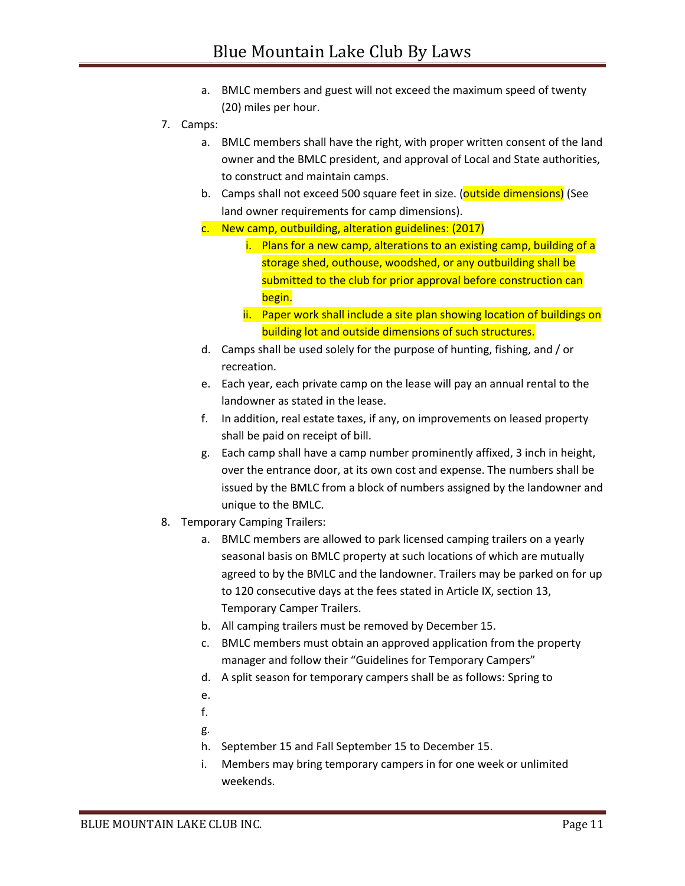a. BMLC members and guest will not exceed the maximum speed of twenty (20) miles per hour.

7. Camps:
   a. BMLC members shall have the right, with proper written consent of the land owner and the BMLC president, and approval of Local and State authorities, to construct and maintain camps.
   b. Camps shall not exceed 500 square feet in size. (outside dimensions) (See land owner requirements for camp dimensions).
   c. New camp, outbuilding, alteration guidelines: (2017)
      i. Plans for a new camp, alterations to an existing camp, building of a storage shed, outhouse, woodshed, or any outbuilding shall be submitted to the club for prior approval before construction can begin.
      ii. Paper work shall include a site plan showing location of buildings on building lot and outside dimensions of such structures.
   d. Camps shall be used solely for the purpose of hunting, fishing, and / or recreation.
   e. Each year, each private camp on the lease will pay an annual rental to the landowner as stated in the lease.
   f. In addition, real estate taxes, if any, on improvements on leased property shall be paid on receipt of bill.
   g. Each camp shall have a camp number prominently affixed, 3 inch in height, over the entrance door, at its own cost and expense. The numbers shall be issued by the BMLC from a block of numbers assigned by the landowner and unique to the BMLC.

8. Temporary Camping Trailers:
   a. BMLC members are allowed to park licensed camping trailers on a yearly seasonal basis on BMLC property at such locations of which are mutually agreed to by the BMLC and the landowner. Trailers may be parked on for up to 120 consecutive days at the fees stated in Article IX, section 13, Temporary Camper Trailers.
   b. All camping trailers must be removed by December 15.
   c. BMLC members must obtain an approved application from the property manager and follow their "Guidelines for Temporary Campers"
   d. A split season for temporary campers shall be as follows: Spring to
   e.
   f.
   g.
   h. September 15 and Fall September 15 to December 15.
   i. Members may bring temporary campers in for one week or unlimited weekends.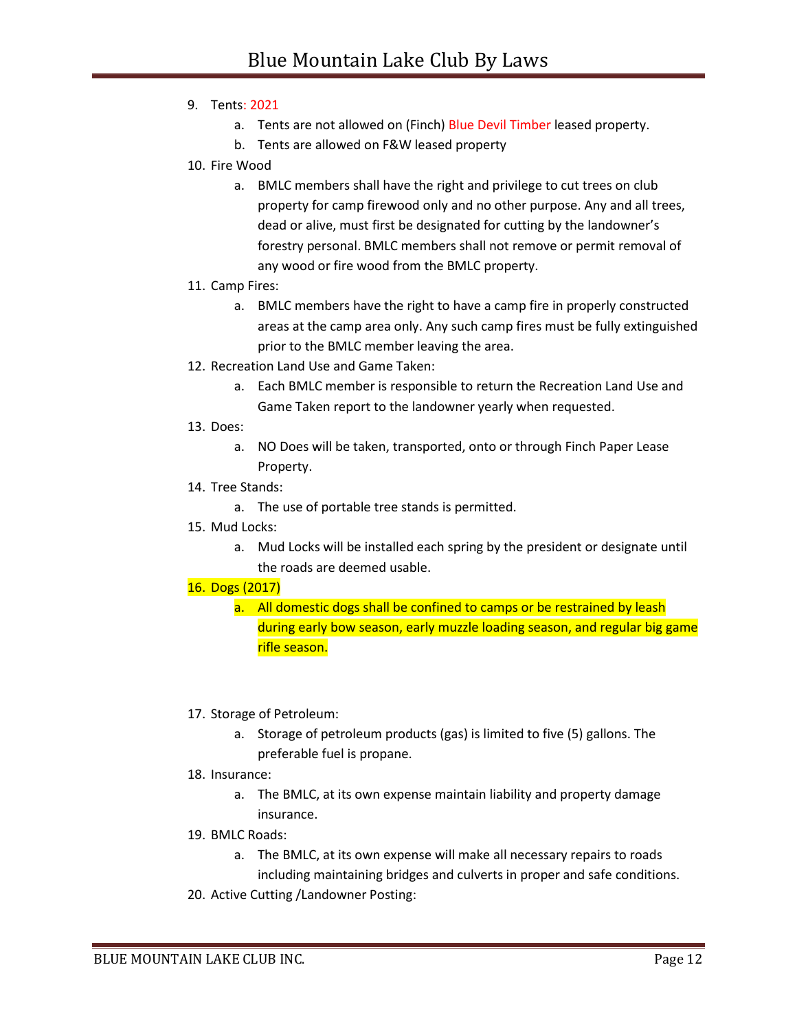9. Tents: 2021
    a. Tents are not allowed on (Finch) Blue Devil Timber leased property.
    b. Tents are allowed on F&W leased property
10. Fire Wood
    a. BMLC members shall have the right and privilege to cut trees on club property for camp firewood only and no other purpose. Any and all trees, dead or alive, must first be designated for cutting by the landowner's forestry personal. BMLC members shall not remove or permit removal of any wood or fire wood from the BMLC property.
11. Camp Fires:
    a. BMLC members have the right to have a camp fire in properly constructed areas at the camp area only. Any such camp fires must be fully extinguished prior to the BMLC member leaving the area.
12. Recreation Land Use and Game Taken:
    a. Each BMLC member is responsible to return the Recreation Land Use and Game Taken report to the landowner yearly when requested.
13. Does:
    a. NO Does will be taken, transported, onto or through Finch Paper Lease Property.
14. Tree Stands:
    a. The use of portable tree stands is permitted.
15. Mud Locks:
    a. Mud Locks will be installed each spring by the president or designate until the roads are deemed usable.
16. Dogs (2017)
    a. All domestic dogs shall be confined to camps or be restrained by leash during early bow season, early muzzle loading season, and regular big game rifle season.
17. Storage of Petroleum:
    a. Storage of petroleum products (gas) is limited to five (5) gallons. The preferable fuel is propane.
18. Insurance:
    a. The BMLC, at its own expense maintain liability and property damage insurance.
19. BMLC Roads:
    a. The BMLC, at its own expense will make all necessary repairs to roads including maintaining bridges and culverts in proper and safe conditions.
20. Active Cutting /Landowner Posting: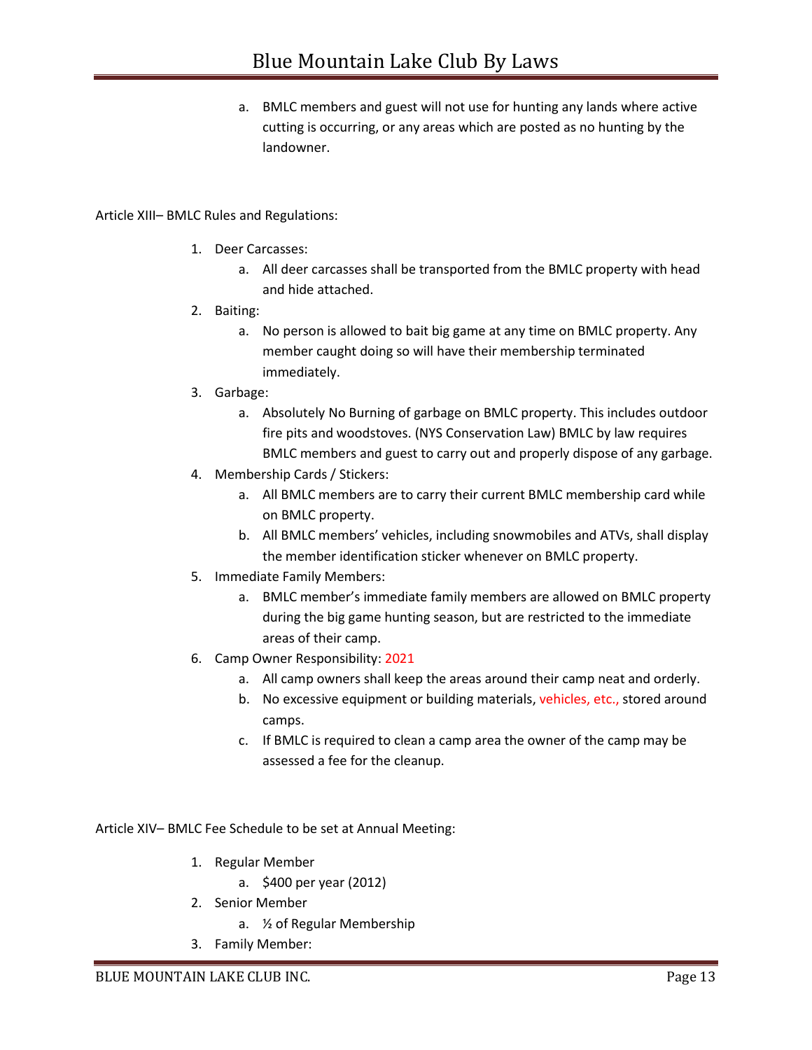a. BMLC members and guest will not use for hunting any lands where active cutting is occurring, or any areas which are posted as no hunting by the landowner.

Article XIII– BMLC Rules and Regulations:

1. Deer Carcasses:
   a. All deer carcasses shall be transported from the BMLC property with head and hide attached.
2. Baiting:
   a. No person is allowed to bait big game at any time on BMLC property. Any member caught doing so will have their membership terminated immediately.
3. Garbage:
   a. Absolutely No Burning of garbage on BMLC property. This includes outdoor fire pits and woodstoves. (NYS Conservation Law) BMLC by law requires BMLC members and guest to carry out and properly dispose of any garbage.
4. Membership Cards / Stickers:
   a. All BMLC members are to carry their current BMLC membership card while on BMLC property.
   b. All BMLC members' vehicles, including snowmobiles and ATVs, shall display the member identification sticker whenever on BMLC property.
5. Immediate Family Members:
   a. BMLC member's immediate family members are allowed on BMLC property during the big game hunting season, but are restricted to the immediate areas of their camp.
6. Camp Owner Responsibility: 2021
   a. All camp owners shall keep the areas around their camp neat and orderly.
   b. No excessive equipment or building materials, vehicles, etc., stored around camps.
   c. If BMLC is required to clean a camp area the owner of the camp may be assessed a fee for the cleanup.

Article XIV– BMLC Fee Schedule to be set at Annual Meeting:

1. Regular Member
   a. $400 per year (2012)
2. Senior Member
   a. ½ of Regular Membership
3. Family Member: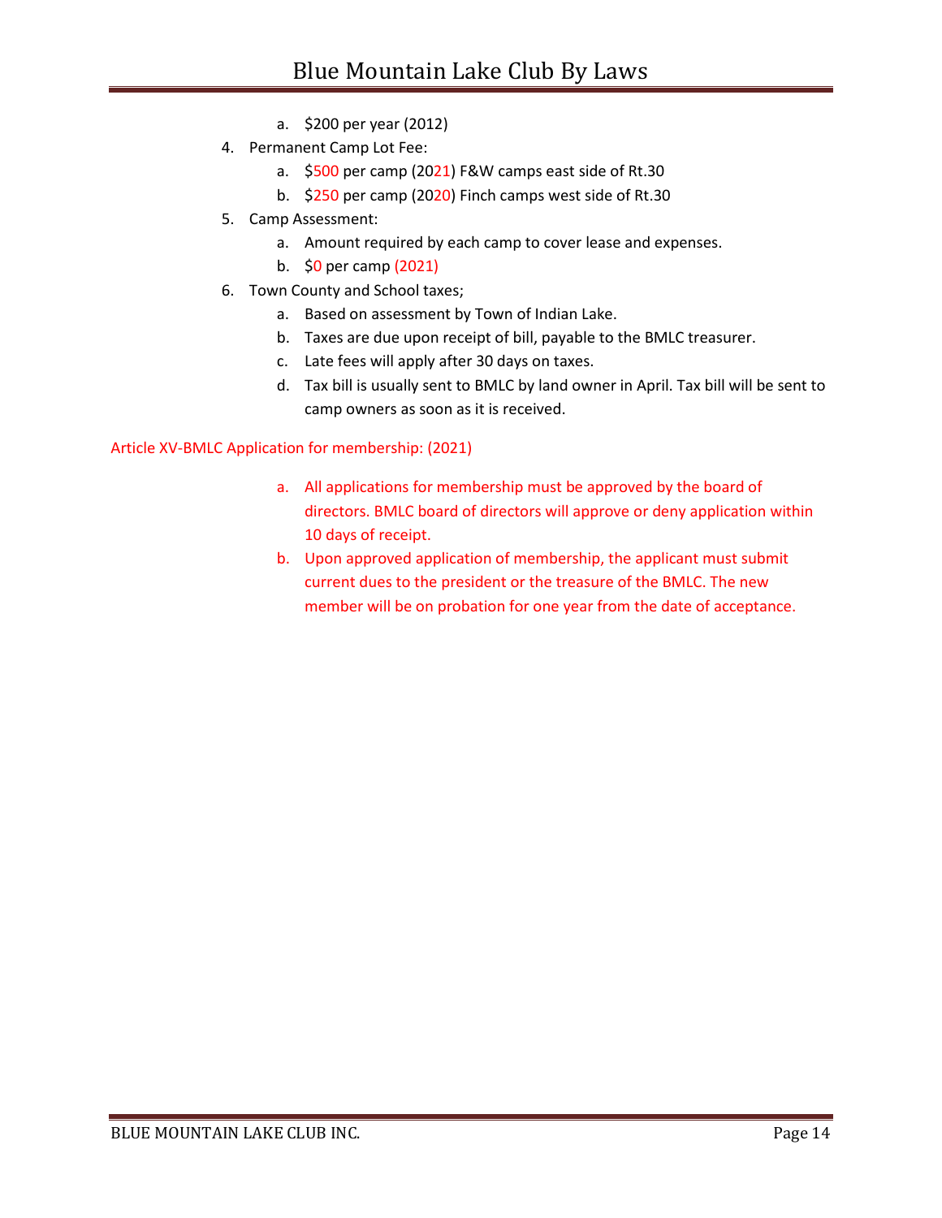a. $200 per year (2012)

4. Permanent Camp Lot Fee:
   a. $500 per camp (2021) F&W camps east side of Rt.30
   b. $250 per camp (2020) Finch camps west side of Rt.30
5. Camp Assessment:
   a. Amount required by each camp to cover lease and expenses.
   b. $0 per camp (2021)
6. Town County and School taxes;
   a. Based on assessment by Town of Indian Lake.
   b. Taxes are due upon receipt of bill, payable to the BMLC treasurer.
   c. Late fees will apply after 30 days on taxes.
   d. Tax bill is usually sent to BMLC by land owner in April. Tax bill will be sent to camp owners as soon as it is received.

Article XV-BMLC Application for membership: (2021)

a. All applications for membership must be approved by the board of directors. BMLC board of directors will approve or deny application within 10 days of receipt.
b. Upon approved application of membership, the applicant must submit current dues to the president or the treasure of the BMLC. The new member will be on probation for one year from the date of acceptance.